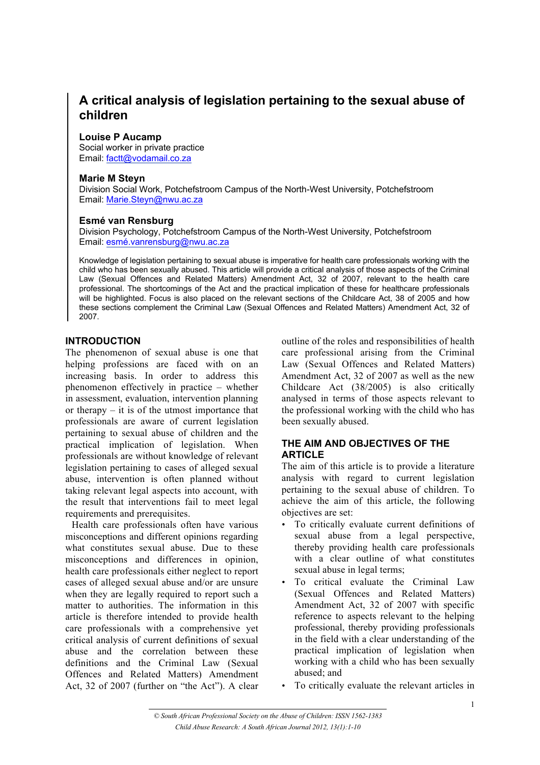# A critical analysis of legislation pertaining to the sexual abuse of children

**Louise P Aucamp**
Social worker in private practice
Email: factt@vodamail.co.za

**Marie M Steyn**
Division Social Work, Potchefstroom Campus of the North-West University, Potchefstroom
Email: Marie.Steyn@nwu.ac.za

**Esmé van Rensburg**
Division Psychology, Potchefstroom Campus of the North-West University, Potchefstroom
Email: esmé.vanrensburg@nwu.ac.za

Knowledge of legislation pertaining to sexual abuse is imperative for health care professionals working with the child who has been sexually abused. This article will provide a critical analysis of those aspects of the Criminal Law (Sexual Offences and Related Matters) Amendment Act, 32 of 2007, relevant to the health care professional. The shortcomings of the Act and the practical implication of these for healthcare professionals will be highlighted. Focus is also placed on the relevant sections of the Childcare Act, 38 of 2005 and how these sections complement the Criminal Law (Sexual Offences and Related Matters) Amendment Act, 32 of 2007.

## INTRODUCTION

The phenomenon of sexual abuse is one that helping professions are faced with on an increasing basis. In order to address this phenomenon effectively in practice – whether in assessment, evaluation, intervention planning or therapy – it is of the utmost importance that professionals are aware of current legislation pertaining to sexual abuse of children and the practical implication of legislation. When professionals are without knowledge of relevant legislation pertaining to cases of alleged sexual abuse, intervention is often planned without taking relevant legal aspects into account, with the result that interventions fail to meet legal requirements and prerequisites.

Health care professionals often have various misconceptions and different opinions regarding what constitutes sexual abuse. Due to these misconceptions and differences in opinion, health care professionals either neglect to report cases of alleged sexual abuse and/or are unsure when they are legally required to report such a matter to authorities. The information in this article is therefore intended to provide health care professionals with a comprehensive yet critical analysis of current definitions of sexual abuse and the correlation between these definitions and the Criminal Law (Sexual Offences and Related Matters) Amendment Act, 32 of 2007 (further on "the Act"). A clear outline of the roles and responsibilities of health care professional arising from the Criminal Law (Sexual Offences and Related Matters) Amendment Act, 32 of 2007 as well as the new Childcare Act (38/2005) is also critically analysed in terms of those aspects relevant to the professional working with the child who has been sexually abused.

## THE AIM AND OBJECTIVES OF THE ARTICLE

The aim of this article is to provide a literature analysis with regard to current legislation pertaining to the sexual abuse of children. To achieve the aim of this article, the following objectives are set:

- To critically evaluate current definitions of sexual abuse from a legal perspective, thereby providing health care professionals with a clear outline of what constitutes sexual abuse in legal terms;
- To critical evaluate the Criminal Law (Sexual Offences and Related Matters) Amendment Act, 32 of 2007 with specific reference to aspects relevant to the helping professional, thereby providing professionals in the field with a clear understanding of the practical implication of legislation when working with a child who has been sexually abused; and
- To critically evaluate the relevant articles in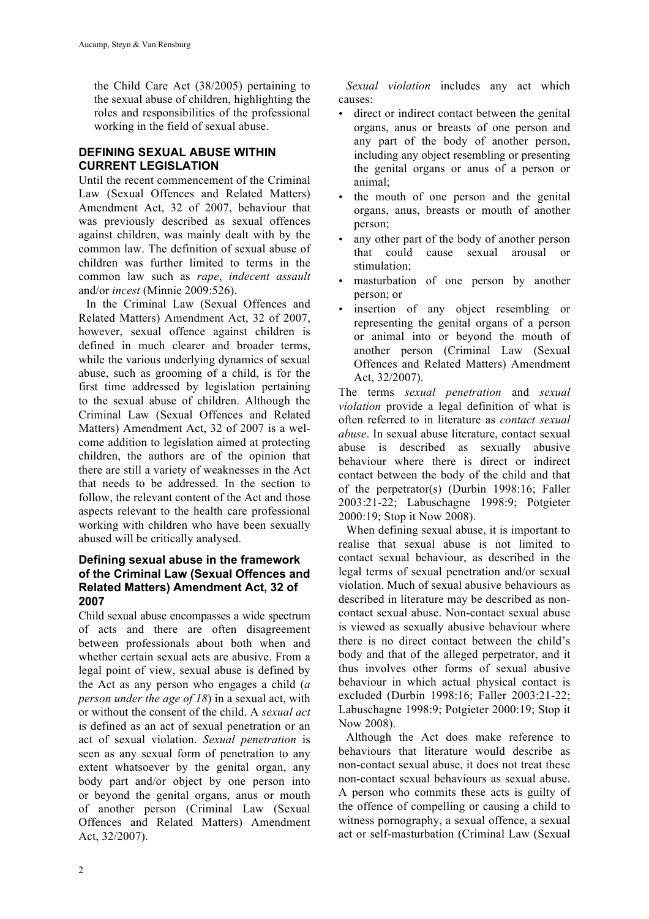the Child Care Act (38/2005) pertaining to the sexual abuse of children, highlighting the roles and responsibilities of the professional working in the field of sexual abuse.

## DEFINING SEXUAL ABUSE WITHIN CURRENT LEGISLATION

Until the recent commencement of the Criminal Law (Sexual Offences and Related Matters) Amendment Act, 32 of 2007, behaviour that was previously described as sexual offences against children, was mainly dealt with by the common law. The definition of sexual abuse of children was further limited to terms in the common law such as *rape*, *indecent assault* and/or *incest* (Minnie 2009:526).

In the Criminal Law (Sexual Offences and Related Matters) Amendment Act, 32 of 2007, however, sexual offence against children is defined in much clearer and broader terms, while the various underlying dynamics of sexual abuse, such as grooming of a child, is for the first time addressed by legislation pertaining to the sexual abuse of children. Although the Criminal Law (Sexual Offences and Related Matters) Amendment Act, 32 of 2007 is a welcome addition to legislation aimed at protecting children, the authors are of the opinion that there are still a variety of weaknesses in the Act that needs to be addressed. In the section to follow, the relevant content of the Act and those aspects relevant to the health care professional working with children who have been sexually abused will be critically analysed.

### Defining sexual abuse in the framework of the Criminal Law (Sexual Offences and Related Matters) Amendment Act, 32 of 2007

Child sexual abuse encompasses a wide spectrum of acts and there are often disagreement between professionals about both when and whether certain sexual acts are abusive. From a legal point of view, sexual abuse is defined by the Act as any person who engages a child (*a person under the age of 18*) in a sexual act, with or without the consent of the child. A *sexual act* is defined as an act of sexual penetration or an act of sexual violation. *Sexual penetration* is seen as any sexual form of penetration to any extent whatsoever by the genital organ, any body part and/or object by one person into or beyond the genital organs, anus or mouth of another person (Criminal Law (Sexual Offences and Related Matters) Amendment Act, 32/2007).

*Sexual violation* includes any act which causes:

- direct or indirect contact between the genital organs, anus or breasts of one person and any part of the body of another person, including any object resembling or presenting the genital organs or anus of a person or animal;
- the mouth of one person and the genital organs, anus, breasts or mouth of another person;
- any other part of the body of another person that could cause sexual arousal or stimulation;
- masturbation of one person by another person; or
- insertion of any object resembling or representing the genital organs of a person or animal into or beyond the mouth of another person (Criminal Law (Sexual Offences and Related Matters) Amendment Act, 32/2007).

The terms *sexual penetration* and *sexual violation* provide a legal definition of what is often referred to in literature as *contact sexual abuse*. In sexual abuse literature, contact sexual abuse is described as sexually abusive behaviour where there is direct or indirect contact between the body of the child and that of the perpetrator(s) (Durbin 1998:16; Faller 2003:21-22; Labuschagne 1998:9; Potgieter 2000:19; Stop it Now 2008).

When defining sexual abuse, it is important to realise that sexual abuse is not limited to contact sexual behaviour, as described in the legal terms of sexual penetration and/or sexual violation. Much of sexual abusive behaviours as described in literature may be described as non-contact sexual abuse. Non-contact sexual abuse is viewed as sexually abusive behaviour where there is no direct contact between the child's body and that of the alleged perpetrator, and it thus involves other forms of sexual abusive behaviour in which actual physical contact is excluded (Durbin 1998:16; Faller 2003:21-22; Labuschagne 1998:9; Potgieter 2000:19; Stop it Now 2008).

Although the Act does make reference to behaviours that literature would describe as non-contact sexual abuse, it does not treat these non-contact sexual behaviours as sexual abuse. A person who commits these acts is guilty of the offence of compelling or causing a child to witness pornography, a sexual offence, a sexual act or self-masturbation (Criminal Law (Sexual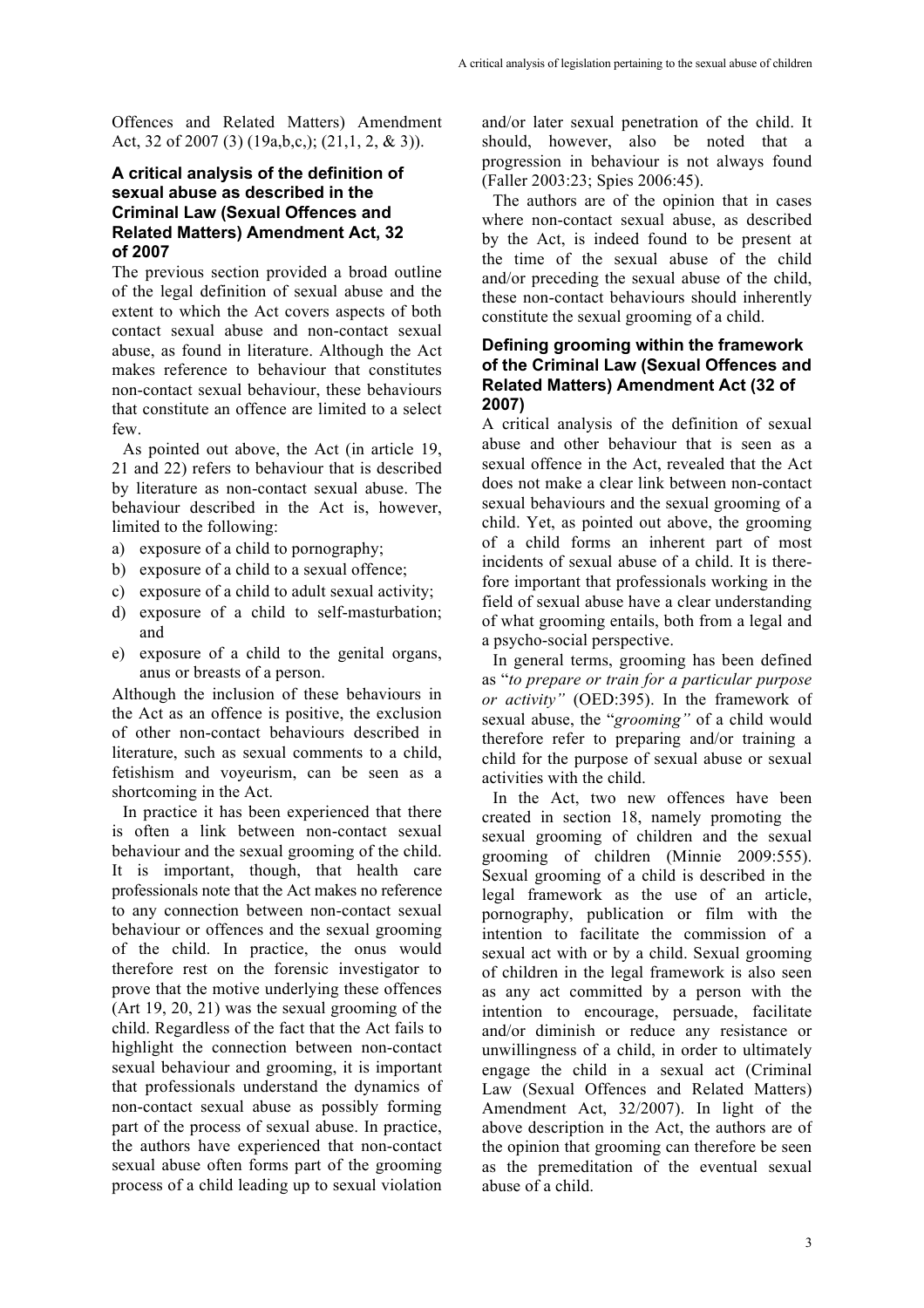Offences and Related Matters) Amendment Act, 32 of 2007 (3) (19a,b,c,); (21,1, 2, & 3)).

### A critical analysis of the definition of sexual abuse as described in the Criminal Law (Sexual Offences and Related Matters) Amendment Act, 32 of 2007

The previous section provided a broad outline of the legal definition of sexual abuse and the extent to which the Act covers aspects of both contact sexual abuse and non-contact sexual abuse, as found in literature. Although the Act makes reference to behaviour that constitutes non-contact sexual behaviour, these behaviours that constitute an offence are limited to a select few.

As pointed out above, the Act (in article 19, 21 and 22) refers to behaviour that is described by literature as non-contact sexual abuse. The behaviour described in the Act is, however, limited to the following:

a) exposure of a child to pornography;
b) exposure of a child to a sexual offence;
c) exposure of a child to adult sexual activity;
d) exposure of a child to self-masturbation; and
e) exposure of a child to the genital organs, anus or breasts of a person.

Although the inclusion of these behaviours in the Act as an offence is positive, the exclusion of other non-contact behaviours described in literature, such as sexual comments to a child, fetishism and voyeurism, can be seen as a shortcoming in the Act.

In practice it has been experienced that there is often a link between non-contact sexual behaviour and the sexual grooming of the child. It is important, though, that health care professionals note that the Act makes no reference to any connection between non-contact sexual behaviour or offences and the sexual grooming of the child. In practice, the onus would therefore rest on the forensic investigator to prove that the motive underlying these offences (Art 19, 20, 21) was the sexual grooming of the child. Regardless of the fact that the Act fails to highlight the connection between non-contact sexual behaviour and grooming, it is important that professionals understand the dynamics of non-contact sexual abuse as possibly forming part of the process of sexual abuse. In practice, the authors have experienced that non-contact sexual abuse often forms part of the grooming process of a child leading up to sexual violation and/or later sexual penetration of the child. It should, however, also be noted that a progression in behaviour is not always found (Faller 2003:23; Spies 2006:45).

The authors are of the opinion that in cases where non-contact sexual abuse, as described by the Act, is indeed found to be present at the time of the sexual abuse of the child and/or preceding the sexual abuse of the child, these non-contact behaviours should inherently constitute the sexual grooming of a child.

### Defining grooming within the framework of the Criminal Law (Sexual Offences and Related Matters) Amendment Act (32 of 2007)

A critical analysis of the definition of sexual abuse and other behaviour that is seen as a sexual offence in the Act, revealed that the Act does not make a clear link between non-contact sexual behaviours and the sexual grooming of a child. Yet, as pointed out above, the grooming of a child forms an inherent part of most incidents of sexual abuse of a child. It is therefore important that professionals working in the field of sexual abuse have a clear understanding of what grooming entails, both from a legal and a psycho-social perspective.

In general terms, grooming has been defined as "*to prepare or train for a particular purpose or activity"* (OED:395). In the framework of sexual abuse, the "*grooming"* of a child would therefore refer to preparing and/or training a child for the purpose of sexual abuse or sexual activities with the child.

In the Act, two new offences have been created in section 18, namely promoting the sexual grooming of children and the sexual grooming of children (Minnie 2009:555). Sexual grooming of a child is described in the legal framework as the use of an article, pornography, publication or film with the intention to facilitate the commission of a sexual act with or by a child. Sexual grooming of children in the legal framework is also seen as any act committed by a person with the intention to encourage, persuade, facilitate and/or diminish or reduce any resistance or unwillingness of a child, in order to ultimately engage the child in a sexual act (Criminal Law (Sexual Offences and Related Matters) Amendment Act, 32/2007). In light of the above description in the Act, the authors are of the opinion that grooming can therefore be seen as the premeditation of the eventual sexual abuse of a child.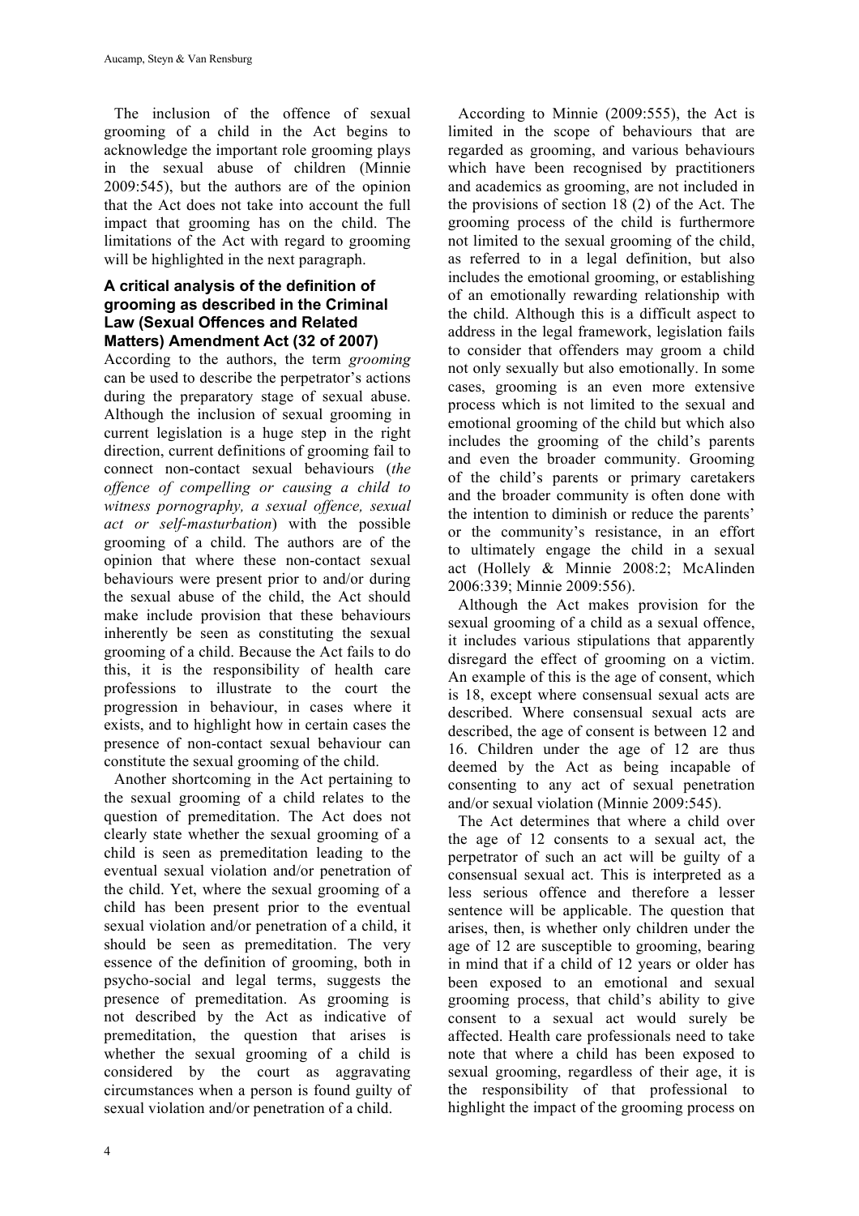The inclusion of the offence of sexual grooming of a child in the Act begins to acknowledge the important role grooming plays in the sexual abuse of children (Minnie 2009:545), but the authors are of the opinion that the Act does not take into account the full impact that grooming has on the child. The limitations of the Act with regard to grooming will be highlighted in the next paragraph.

### A critical analysis of the definition of grooming as described in the Criminal Law (Sexual Offences and Related Matters) Amendment Act (32 of 2007)

According to the authors, the term *grooming* can be used to describe the perpetrator's actions during the preparatory stage of sexual abuse. Although the inclusion of sexual grooming in current legislation is a huge step in the right direction, current definitions of grooming fail to connect non-contact sexual behaviours (*the offence of compelling or causing a child to witness pornography, a sexual offence, sexual act or self-masturbation*) with the possible grooming of a child. The authors are of the opinion that where these non-contact sexual behaviours were present prior to and/or during the sexual abuse of the child, the Act should make include provision that these behaviours inherently be seen as constituting the sexual grooming of a child. Because the Act fails to do this, it is the responsibility of health care professions to illustrate to the court the progression in behaviour, in cases where it exists, and to highlight how in certain cases the presence of non-contact sexual behaviour can constitute the sexual grooming of the child.

Another shortcoming in the Act pertaining to the sexual grooming of a child relates to the question of premeditation. The Act does not clearly state whether the sexual grooming of a child is seen as premeditation leading to the eventual sexual violation and/or penetration of the child. Yet, where the sexual grooming of a child has been present prior to the eventual sexual violation and/or penetration of a child, it should be seen as premeditation. The very essence of the definition of grooming, both in psycho-social and legal terms, suggests the presence of premeditation. As grooming is not described by the Act as indicative of premeditation, the question that arises is whether the sexual grooming of a child is considered by the court as aggravating circumstances when a person is found guilty of sexual violation and/or penetration of a child.

According to Minnie (2009:555), the Act is limited in the scope of behaviours that are regarded as grooming, and various behaviours which have been recognised by practitioners and academics as grooming, are not included in the provisions of section 18 (2) of the Act. The grooming process of the child is furthermore not limited to the sexual grooming of the child, as referred to in a legal definition, but also includes the emotional grooming, or establishing of an emotionally rewarding relationship with the child. Although this is a difficult aspect to address in the legal framework, legislation fails to consider that offenders may groom a child not only sexually but also emotionally. In some cases, grooming is an even more extensive process which is not limited to the sexual and emotional grooming of the child but which also includes the grooming of the child's parents and even the broader community. Grooming of the child's parents or primary caretakers and the broader community is often done with the intention to diminish or reduce the parents' or the community's resistance, in an effort to ultimately engage the child in a sexual act (Hollely & Minnie 2008:2; McAlinden 2006:339; Minnie 2009:556).

Although the Act makes provision for the sexual grooming of a child as a sexual offence, it includes various stipulations that apparently disregard the effect of grooming on a victim. An example of this is the age of consent, which is 18, except where consensual sexual acts are described. Where consensual sexual acts are described, the age of consent is between 12 and 16. Children under the age of 12 are thus deemed by the Act as being incapable of consenting to any act of sexual penetration and/or sexual violation (Minnie 2009:545).

The Act determines that where a child over the age of 12 consents to a sexual act, the perpetrator of such an act will be guilty of a consensual sexual act. This is interpreted as a less serious offence and therefore a lesser sentence will be applicable. The question that arises, then, is whether only children under the age of 12 are susceptible to grooming, bearing in mind that if a child of 12 years or older has been exposed to an emotional and sexual grooming process, that child's ability to give consent to a sexual act would surely be affected. Health care professionals need to take note that where a child has been exposed to sexual grooming, regardless of their age, it is the responsibility of that professional to highlight the impact of the grooming process on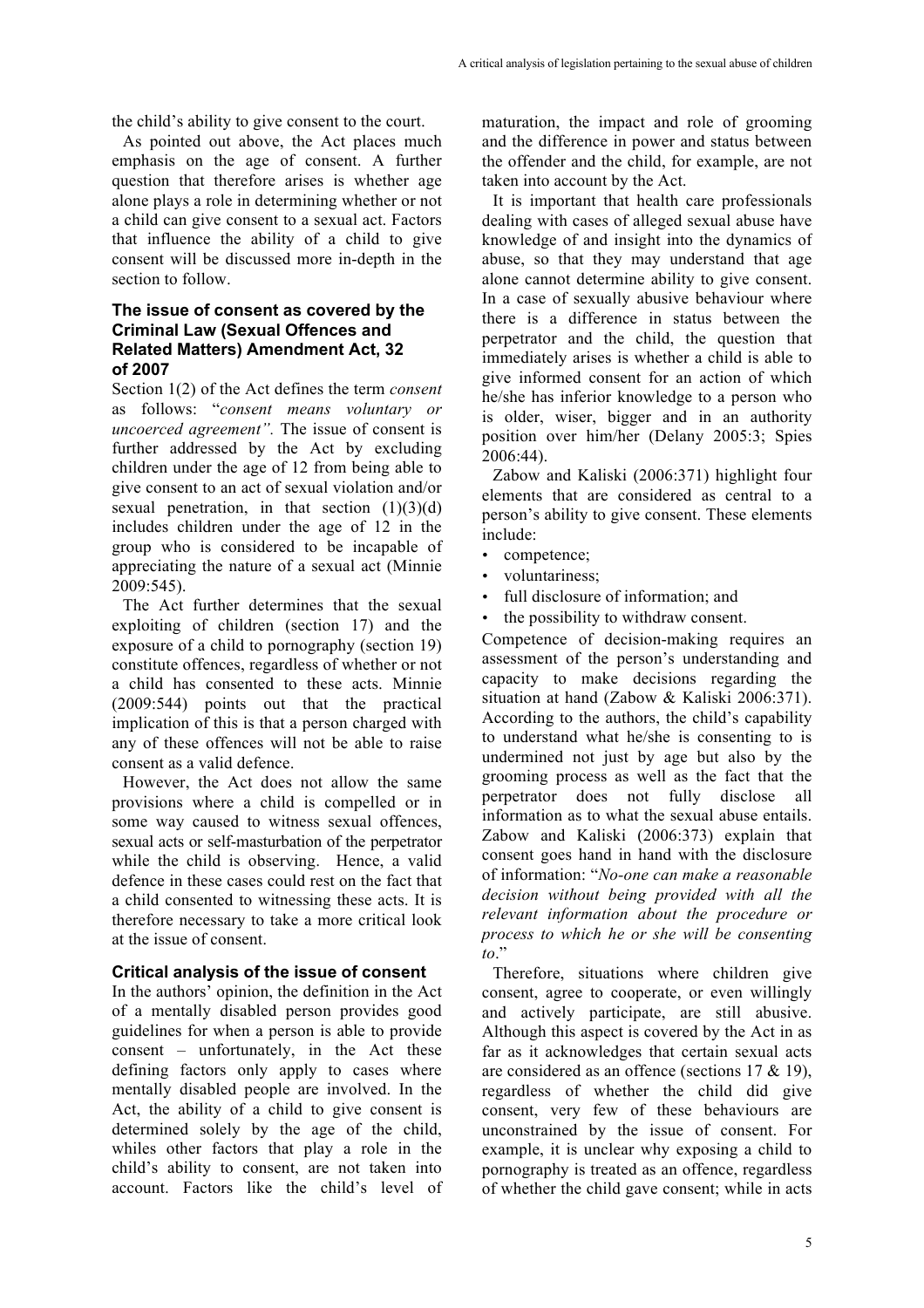the child's ability to give consent to the court.

As pointed out above, the Act places much emphasis on the age of consent. A further question that therefore arises is whether age alone plays a role in determining whether or not a child can give consent to a sexual act. Factors that influence the ability of a child to give consent will be discussed more in-depth in the section to follow.

### The issue of consent as covered by the Criminal Law (Sexual Offences and Related Matters) Amendment Act, 32 of 2007

Section 1(2) of the Act defines the term *consent* as follows: "*consent means voluntary or uncoerced agreement".* The issue of consent is further addressed by the Act by excluding children under the age of 12 from being able to give consent to an act of sexual violation and/or sexual penetration, in that section (1)(3)(d) includes children under the age of 12 in the group who is considered to be incapable of appreciating the nature of a sexual act (Minnie 2009:545).

The Act further determines that the sexual exploiting of children (section 17) and the exposure of a child to pornography (section 19) constitute offences, regardless of whether or not a child has consented to these acts. Minnie (2009:544) points out that the practical implication of this is that a person charged with any of these offences will not be able to raise consent as a valid defence.

However, the Act does not allow the same provisions where a child is compelled or in some way caused to witness sexual offences, sexual acts or self-masturbation of the perpetrator while the child is observing. Hence, a valid defence in these cases could rest on the fact that a child consented to witnessing these acts. It is therefore necessary to take a more critical look at the issue of consent.

### Critical analysis of the issue of consent

In the authors' opinion, the definition in the Act of a mentally disabled person provides good guidelines for when a person is able to provide consent – unfortunately, in the Act these defining factors only apply to cases where mentally disabled people are involved. In the Act, the ability of a child to give consent is determined solely by the age of the child, whiles other factors that play a role in the child's ability to consent, are not taken into account. Factors like the child's level of maturation, the impact and role of grooming and the difference in power and status between the offender and the child, for example, are not taken into account by the Act.

It is important that health care professionals dealing with cases of alleged sexual abuse have knowledge of and insight into the dynamics of abuse, so that they may understand that age alone cannot determine ability to give consent. In a case of sexually abusive behaviour where there is a difference in status between the perpetrator and the child, the question that immediately arises is whether a child is able to give informed consent for an action of which he/she has inferior knowledge to a person who is older, wiser, bigger and in an authority position over him/her (Delany 2005:3; Spies 2006:44).

Zabow and Kaliski (2006:371) highlight four elements that are considered as central to a person's ability to give consent. These elements include:

- competence;
- voluntariness;
- full disclosure of information; and
- the possibility to withdraw consent.

Competence of decision-making requires an assessment of the person's understanding and capacity to make decisions regarding the situation at hand (Zabow & Kaliski 2006:371). According to the authors, the child's capability to understand what he/she is consenting to is undermined not just by age but also by the grooming process as well as the fact that the perpetrator does not fully disclose all information as to what the sexual abuse entails. Zabow and Kaliski (2006:373) explain that consent goes hand in hand with the disclosure of information: "*No-one can make a reasonable decision without being provided with all the relevant information about the procedure or process to which he or she will be consenting to*."

Therefore, situations where children give consent, agree to cooperate, or even willingly and actively participate, are still abusive. Although this aspect is covered by the Act in as far as it acknowledges that certain sexual acts are considered as an offence (sections 17 & 19), regardless of whether the child did give consent, very few of these behaviours are unconstrained by the issue of consent. For example, it is unclear why exposing a child to pornography is treated as an offence, regardless of whether the child gave consent; while in acts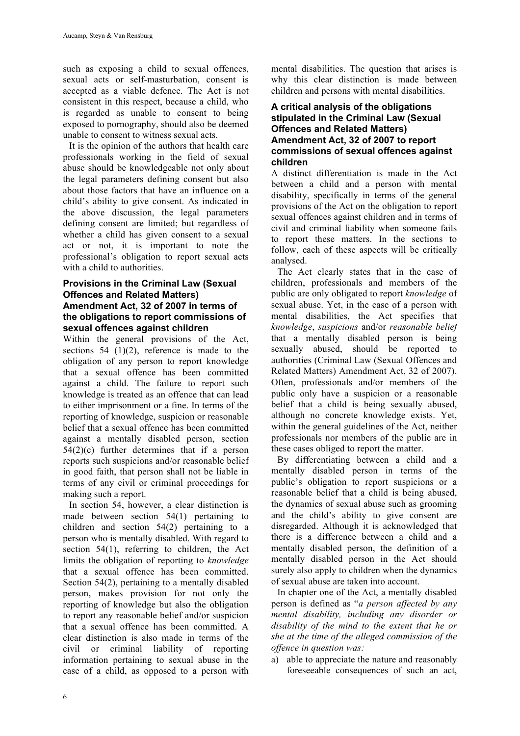such as exposing a child to sexual offences, sexual acts or self-masturbation, consent is accepted as a viable defence. The Act is not consistent in this respect, because a child, who is regarded as unable to consent to being exposed to pornography, should also be deemed unable to consent to witness sexual acts.

It is the opinion of the authors that health care professionals working in the field of sexual abuse should be knowledgeable not only about the legal parameters defining consent but also about those factors that have an influence on a child's ability to give consent. As indicated in the above discussion, the legal parameters defining consent are limited; but regardless of whether a child has given consent to a sexual act or not, it is important to note the professional's obligation to report sexual acts with a child to authorities.

### Provisions in the Criminal Law (Sexual Offences and Related Matters) Amendment Act, 32 of 2007 in terms of the obligations to report commissions of sexual offences against children

Within the general provisions of the Act, sections 54 (1)(2), reference is made to the obligation of any person to report knowledge that a sexual offence has been committed against a child. The failure to report such knowledge is treated as an offence that can lead to either imprisonment or a fine. In terms of the reporting of knowledge, suspicion or reasonable belief that a sexual offence has been committed against a mentally disabled person, section 54(2)(c) further determines that if a person reports such suspicions and/or reasonable belief in good faith, that person shall not be liable in terms of any civil or criminal proceedings for making such a report.

In section 54, however, a clear distinction is made between section 54(1) pertaining to children and section 54(2) pertaining to a person who is mentally disabled. With regard to section 54(1), referring to children, the Act limits the obligation of reporting to *knowledge* that a sexual offence has been committed. Section 54(2), pertaining to a mentally disabled person, makes provision for not only the reporting of knowledge but also the obligation to report any reasonable belief and/or suspicion that a sexual offence has been committed. A clear distinction is also made in terms of the civil or criminal liability of reporting information pertaining to sexual abuse in the case of a child, as opposed to a person with mental disabilities. The question that arises is why this clear distinction is made between children and persons with mental disabilities.

### A critical analysis of the obligations stipulated in the Criminal Law (Sexual Offences and Related Matters) Amendment Act, 32 of 2007 to report commissions of sexual offences against children

A distinct differentiation is made in the Act between a child and a person with mental disability, specifically in terms of the general provisions of the Act on the obligation to report sexual offences against children and in terms of civil and criminal liability when someone fails to report these matters. In the sections to follow, each of these aspects will be critically analysed.

The Act clearly states that in the case of children, professionals and members of the public are only obligated to report *knowledge* of sexual abuse. Yet, in the case of a person with mental disabilities, the Act specifies that *knowledge*, *suspicions* and/or *reasonable belief* that a mentally disabled person is being sexually abused, should be reported to authorities (Criminal Law (Sexual Offences and Related Matters) Amendment Act, 32 of 2007). Often, professionals and/or members of the public only have a suspicion or a reasonable belief that a child is being sexually abused, although no concrete knowledge exists. Yet, within the general guidelines of the Act, neither professionals nor members of the public are in these cases obliged to report the matter.

By differentiating between a child and a mentally disabled person in terms of the public's obligation to report suspicions or a reasonable belief that a child is being abused, the dynamics of sexual abuse such as grooming and the child's ability to give consent are disregarded. Although it is acknowledged that there is a difference between a child and a mentally disabled person, the definition of a mentally disabled person in the Act should surely also apply to children when the dynamics of sexual abuse are taken into account.

In chapter one of the Act, a mentally disabled person is defined as "*a person affected by any mental disability, including any disorder or disability of the mind to the extent that he or she at the time of the alleged commission of the offence in question was:*

a) able to appreciate the nature and reasonably foreseeable consequences of such an act,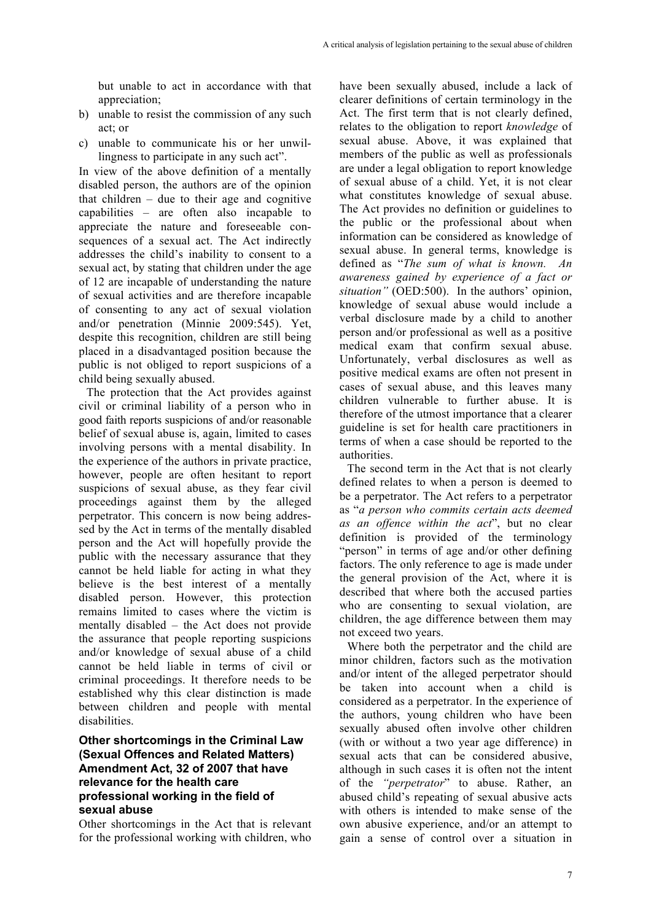but unable to act in accordance with that appreciation;

b) unable to resist the commission of any such act; or

c) unable to communicate his or her unwillingness to participate in any such act".

In view of the above definition of a mentally disabled person, the authors are of the opinion that children – due to their age and cognitive capabilities – are often also incapable to appreciate the nature and foreseeable consequences of a sexual act. The Act indirectly addresses the child's inability to consent to a sexual act, by stating that children under the age of 12 are incapable of understanding the nature of sexual activities and are therefore incapable of consenting to any act of sexual violation and/or penetration (Minnie 2009:545). Yet, despite this recognition, children are still being placed in a disadvantaged position because the public is not obliged to report suspicions of a child being sexually abused.

The protection that the Act provides against civil or criminal liability of a person who in good faith reports suspicions of and/or reasonable belief of sexual abuse is, again, limited to cases involving persons with a mental disability. In the experience of the authors in private practice, however, people are often hesitant to report suspicions of sexual abuse, as they fear civil proceedings against them by the alleged perpetrator. This concern is now being addressed by the Act in terms of the mentally disabled person and the Act will hopefully provide the public with the necessary assurance that they cannot be held liable for acting in what they believe is the best interest of a mentally disabled person. However, this protection remains limited to cases where the victim is mentally disabled – the Act does not provide the assurance that people reporting suspicions and/or knowledge of sexual abuse of a child cannot be held liable in terms of civil or criminal proceedings. It therefore needs to be established why this clear distinction is made between children and people with mental disabilities.

### Other shortcomings in the Criminal Law (Sexual Offences and Related Matters) Amendment Act, 32 of 2007 that have relevance for the health care professional working in the field of sexual abuse

Other shortcomings in the Act that is relevant for the professional working with children, who have been sexually abused, include a lack of clearer definitions of certain terminology in the Act. The first term that is not clearly defined, relates to the obligation to report *knowledge* of sexual abuse. Above, it was explained that members of the public as well as professionals are under a legal obligation to report knowledge of sexual abuse of a child. Yet, it is not clear what constitutes knowledge of sexual abuse. The Act provides no definition or guidelines to the public or the professional about when information can be considered as knowledge of sexual abuse. In general terms, knowledge is defined as "*The sum of what is known. An awareness gained by experience of a fact or situation"* (OED:500). In the authors' opinion, knowledge of sexual abuse would include a verbal disclosure made by a child to another person and/or professional as well as a positive medical exam that confirm sexual abuse. Unfortunately, verbal disclosures as well as positive medical exams are often not present in cases of sexual abuse, and this leaves many children vulnerable to further abuse. It is therefore of the utmost importance that a clearer guideline is set for health care practitioners in terms of when a case should be reported to the authorities.

The second term in the Act that is not clearly defined relates to when a person is deemed to be a perpetrator. The Act refers to a perpetrator as "*a person who commits certain acts deemed as an offence within the act*", but no clear definition is provided of the terminology "person" in terms of age and/or other defining factors. The only reference to age is made under the general provision of the Act, where it is described that where both the accused parties who are consenting to sexual violation, are children, the age difference between them may not exceed two years.

Where both the perpetrator and the child are minor children, factors such as the motivation and/or intent of the alleged perpetrator should be taken into account when a child is considered as a perpetrator. In the experience of the authors, young children who have been sexually abused often involve other children (with or without a two year age difference) in sexual acts that can be considered abusive, although in such cases it is often not the intent of the *"perpetrator*" to abuse. Rather, an abused child's repeating of sexual abusive acts with others is intended to make sense of the own abusive experience, and/or an attempt to gain a sense of control over a situation in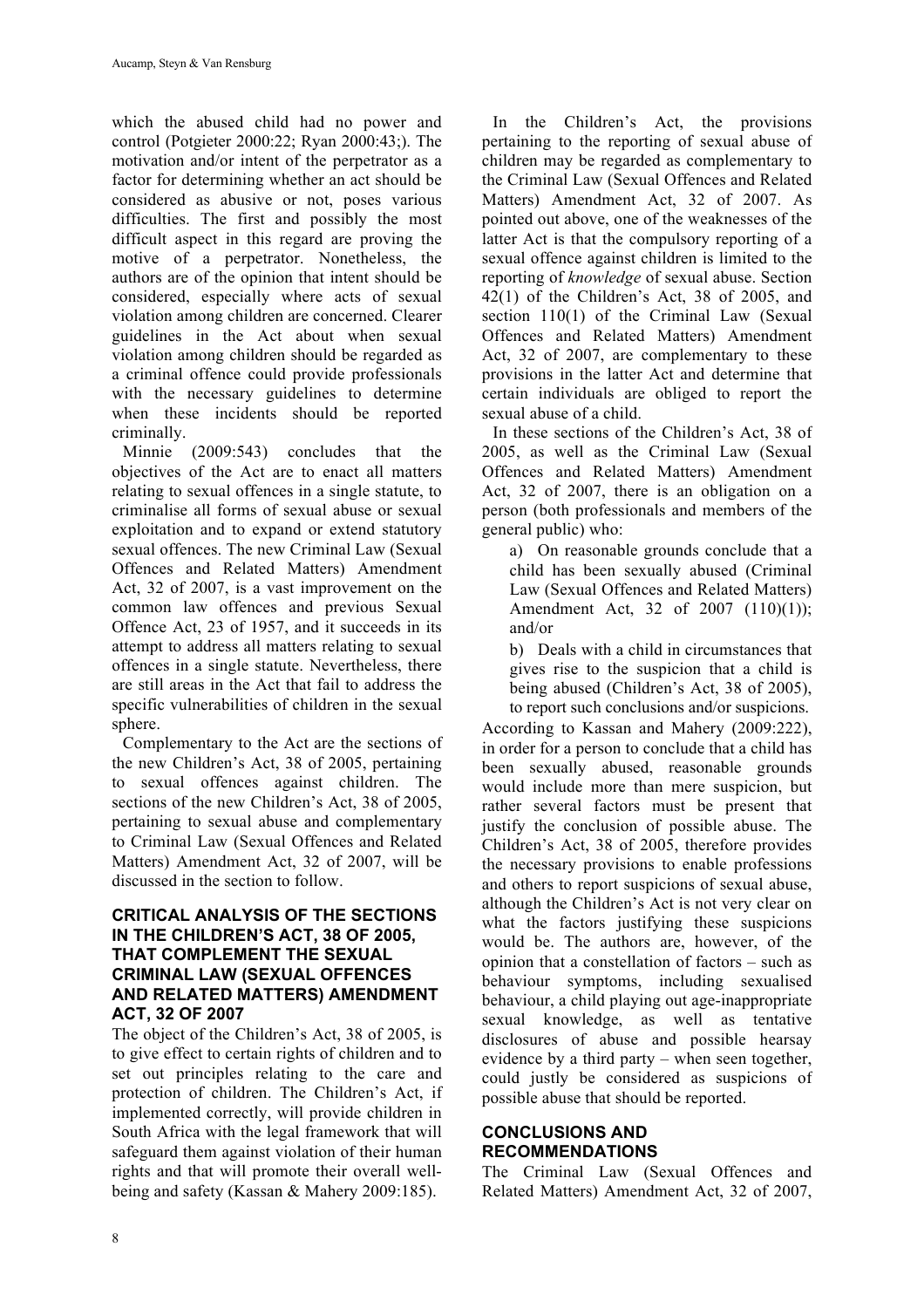which the abused child had no power and control (Potgieter 2000:22; Ryan 2000:43;). The motivation and/or intent of the perpetrator as a factor for determining whether an act should be considered as abusive or not, poses various difficulties. The first and possibly the most difficult aspect in this regard are proving the motive of a perpetrator. Nonetheless, the authors are of the opinion that intent should be considered, especially where acts of sexual violation among children are concerned. Clearer guidelines in the Act about when sexual violation among children should be regarded as a criminal offence could provide professionals with the necessary guidelines to determine when these incidents should be reported criminally.

Minnie (2009:543) concludes that the objectives of the Act are to enact all matters relating to sexual offences in a single statute, to criminalise all forms of sexual abuse or sexual exploitation and to expand or extend statutory sexual offences. The new Criminal Law (Sexual Offences and Related Matters) Amendment Act, 32 of 2007, is a vast improvement on the common law offences and previous Sexual Offence Act, 23 of 1957, and it succeeds in its attempt to address all matters relating to sexual offences in a single statute. Nevertheless, there are still areas in the Act that fail to address the specific vulnerabilities of children in the sexual sphere.

Complementary to the Act are the sections of the new Children's Act, 38 of 2005, pertaining to sexual offences against children. The sections of the new Children's Act, 38 of 2005, pertaining to sexual abuse and complementary to Criminal Law (Sexual Offences and Related Matters) Amendment Act, 32 of 2007, will be discussed in the section to follow.

## CRITICAL ANALYSIS OF THE SECTIONS IN THE CHILDREN'S ACT, 38 OF 2005, THAT COMPLEMENT THE SEXUAL CRIMINAL LAW (SEXUAL OFFENCES AND RELATED MATTERS) AMENDMENT ACT, 32 OF 2007

The object of the Children's Act, 38 of 2005, is to give effect to certain rights of children and to set out principles relating to the care and protection of children. The Children's Act, if implemented correctly, will provide children in South Africa with the legal framework that will safeguard them against violation of their human rights and that will promote their overall well-being and safety (Kassan & Mahery 2009:185).

In the Children's Act, the provisions pertaining to the reporting of sexual abuse of children may be regarded as complementary to the Criminal Law (Sexual Offences and Related Matters) Amendment Act, 32 of 2007. As pointed out above, one of the weaknesses of the latter Act is that the compulsory reporting of a sexual offence against children is limited to the reporting of *knowledge* of sexual abuse. Section 42(1) of the Children's Act, 38 of 2005, and section 110(1) of the Criminal Law (Sexual Offences and Related Matters) Amendment Act, 32 of 2007, are complementary to these provisions in the latter Act and determine that certain individuals are obliged to report the sexual abuse of a child.

In these sections of the Children's Act, 38 of 2005, as well as the Criminal Law (Sexual Offences and Related Matters) Amendment Act, 32 of 2007, there is an obligation on a person (both professionals and members of the general public) who:

> a) On reasonable grounds conclude that a child has been sexually abused (Criminal Law (Sexual Offences and Related Matters) Amendment Act, 32 of 2007 (110)(1)); and/or
>
> b) Deals with a child in circumstances that gives rise to the suspicion that a child is being abused (Children's Act, 38 of 2005), to report such conclusions and/or suspicions.

According to Kassan and Mahery (2009:222), in order for a person to conclude that a child has been sexually abused, reasonable grounds would include more than mere suspicion, but rather several factors must be present that justify the conclusion of possible abuse. The Children's Act, 38 of 2005, therefore provides the necessary provisions to enable professions and others to report suspicions of sexual abuse, although the Children's Act is not very clear on what the factors justifying these suspicions would be. The authors are, however, of the opinion that a constellation of factors – such as behaviour symptoms, including sexualised behaviour, a child playing out age-inappropriate sexual knowledge, as well as tentative disclosures of abuse and possible hearsay evidence by a third party – when seen together, could justly be considered as suspicions of possible abuse that should be reported.

## CONCLUSIONS AND RECOMMENDATIONS

The Criminal Law (Sexual Offences and Related Matters) Amendment Act, 32 of 2007,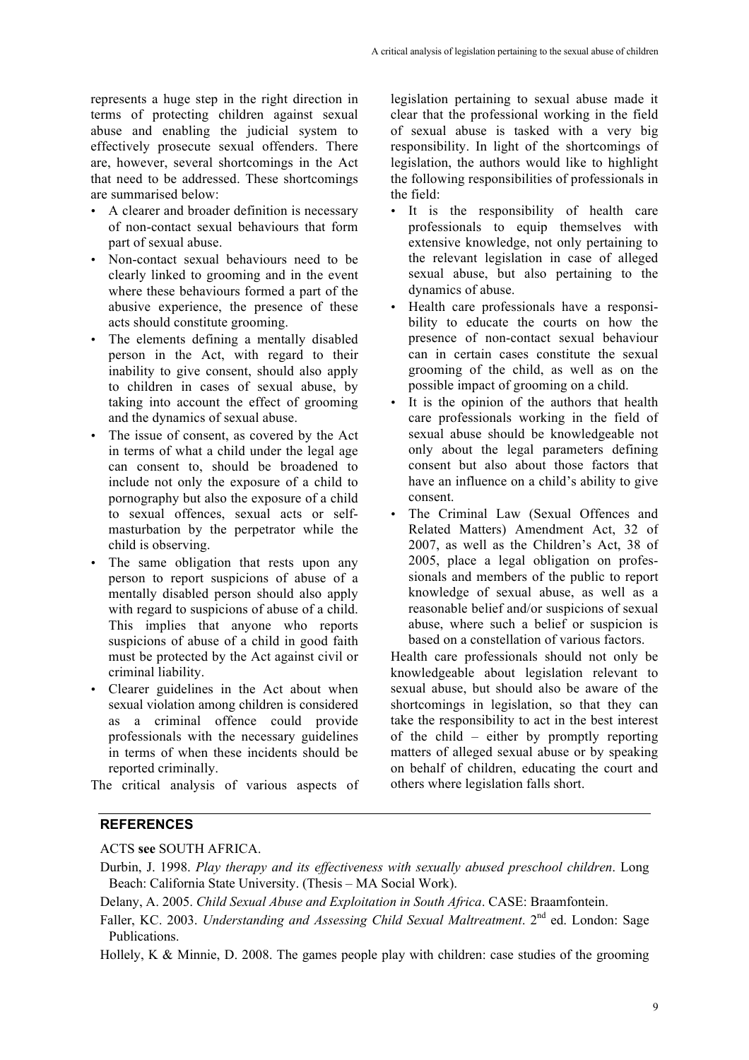represents a huge step in the right direction in terms of protecting children against sexual abuse and enabling the judicial system to effectively prosecute sexual offenders. There are, however, several shortcomings in the Act that need to be addressed. These shortcomings are summarised below:

- A clearer and broader definition is necessary of non-contact sexual behaviours that form part of sexual abuse.
- Non-contact sexual behaviours need to be clearly linked to grooming and in the event where these behaviours formed a part of the abusive experience, the presence of these acts should constitute grooming.
- The elements defining a mentally disabled person in the Act, with regard to their inability to give consent, should also apply to children in cases of sexual abuse, by taking into account the effect of grooming and the dynamics of sexual abuse.
- The issue of consent, as covered by the Act in terms of what a child under the legal age can consent to, should be broadened to include not only the exposure of a child to pornography but also the exposure of a child to sexual offences, sexual acts or self-masturbation by the perpetrator while the child is observing.
- The same obligation that rests upon any person to report suspicions of abuse of a mentally disabled person should also apply with regard to suspicions of abuse of a child. This implies that anyone who reports suspicions of abuse of a child in good faith must be protected by the Act against civil or criminal liability.
- Clearer guidelines in the Act about when sexual violation among children is considered as a criminal offence could provide professionals with the necessary guidelines in terms of when these incidents should be reported criminally.

The critical analysis of various aspects of legislation pertaining to sexual abuse made it clear that the professional working in the field of sexual abuse is tasked with a very big responsibility. In light of the shortcomings of legislation, the authors would like to highlight the following responsibilities of professionals in the field:

- It is the responsibility of health care professionals to equip themselves with extensive knowledge, not only pertaining to the relevant legislation in case of alleged sexual abuse, but also pertaining to the dynamics of abuse.
- Health care professionals have a responsibility to educate the courts on how the presence of non-contact sexual behaviour can in certain cases constitute the sexual grooming of the child, as well as on the possible impact of grooming on a child.
- It is the opinion of the authors that health care professionals working in the field of sexual abuse should be knowledgeable not only about the legal parameters defining consent but also about those factors that have an influence on a child's ability to give consent.
- The Criminal Law (Sexual Offences and Related Matters) Amendment Act, 32 of 2007, as well as the Children's Act, 38 of 2005, place a legal obligation on professionals and members of the public to report knowledge of sexual abuse, as well as a reasonable belief and/or suspicions of sexual abuse, where such a belief or suspicion is based on a constellation of various factors.

Health care professionals should not only be knowledgeable about legislation relevant to sexual abuse, but should also be aware of the shortcomings in legislation, so that they can take the responsibility to act in the best interest of the child – either by promptly reporting matters of alleged sexual abuse or by speaking on behalf of children, educating the court and others where legislation falls short.

## REFERENCES

ACTS **see** SOUTH AFRICA.

Durbin, J. 1998. *Play therapy and its effectiveness with sexually abused preschool children*. Long Beach: California State University. (Thesis – MA Social Work).

Delany, A. 2005. *Child Sexual Abuse and Exploitation in South Africa*. CASE: Braamfontein.

Faller, KC. 2003. *Understanding and Assessing Child Sexual Maltreatment*. 2nd ed. London: Sage Publications.

Hollely, K & Minnie, D. 2008. The games people play with children: case studies of the grooming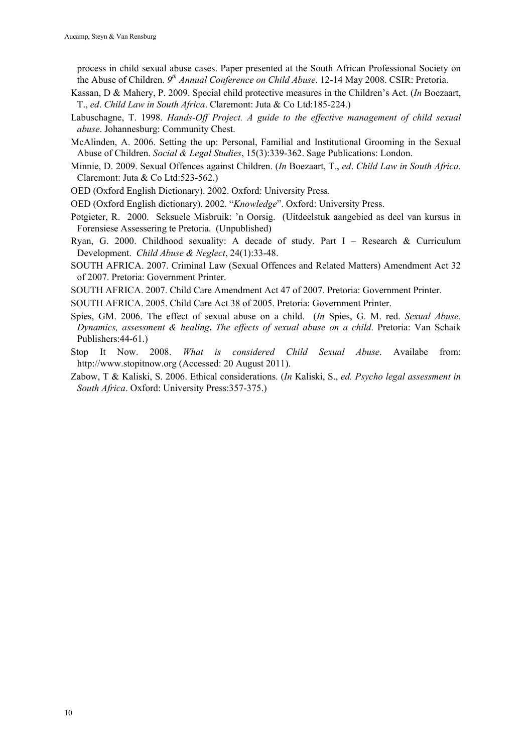process in child sexual abuse cases. Paper presented at the South African Professional Society on the Abuse of Children. *9th Annual Conference on Child Abuse*. 12-14 May 2008. CSIR: Pretoria.

Kassan, D & Mahery, P. 2009. Special child protective measures in the Children's Act. (*In* Boezaart, T., *ed*. *Child Law in South Africa*. Claremont: Juta & Co Ltd:185-224.)

Labuschagne, T. 1998. *Hands-Off Project. A guide to the effective management of child sexual abuse*. Johannesburg: Community Chest.

McAlinden, A. 2006. Setting the up: Personal, Familial and Institutional Grooming in the Sexual Abuse of Children. *Social & Legal Studies*, 15(3):339-362. Sage Publications: London.

Minnie, D. 2009. Sexual Offences against Children. (*In* Boezaart, T., *ed*. *Child Law in South Africa*. Claremont: Juta & Co Ltd:523-562.)

OED (Oxford English Dictionary). 2002. Oxford: University Press.

OED (Oxford English dictionary). 2002. "*Knowledge*". Oxford: University Press.

Potgieter, R. 2000. Seksuele Misbruik: 'n Oorsig. (Uitdeelstuk aangebied as deel van kursus in Forensiese Assessering te Pretoria. (Unpublished)

Ryan, G. 2000. Childhood sexuality: A decade of study. Part I – Research & Curriculum Development. *Child Abuse & Neglect*, 24(1):33-48.

SOUTH AFRICA. 2007. Criminal Law (Sexual Offences and Related Matters) Amendment Act 32 of 2007. Pretoria: Government Printer.

SOUTH AFRICA. 2007. Child Care Amendment Act 47 of 2007. Pretoria: Government Printer.

SOUTH AFRICA. 2005. Child Care Act 38 of 2005. Pretoria: Government Printer.

Spies, GM. 2006. The effect of sexual abuse on a child. (*In* Spies, G. M. red. *Sexual Abuse. Dynamics, assessment & healing*. *The effects of sexual abuse on a child*. Pretoria: Van Schaik Publishers:44-61.)

Stop It Now. 2008. *What is considered Child Sexual Abuse*. Availabe from: http://www.stopitnow.org (Accessed: 20 August 2011).

Zabow, T & Kaliski, S. 2006. Ethical considerations. (*In* Kaliski, S., *ed. Psycho legal assessment in South Africa*. Oxford: University Press:357-375.)